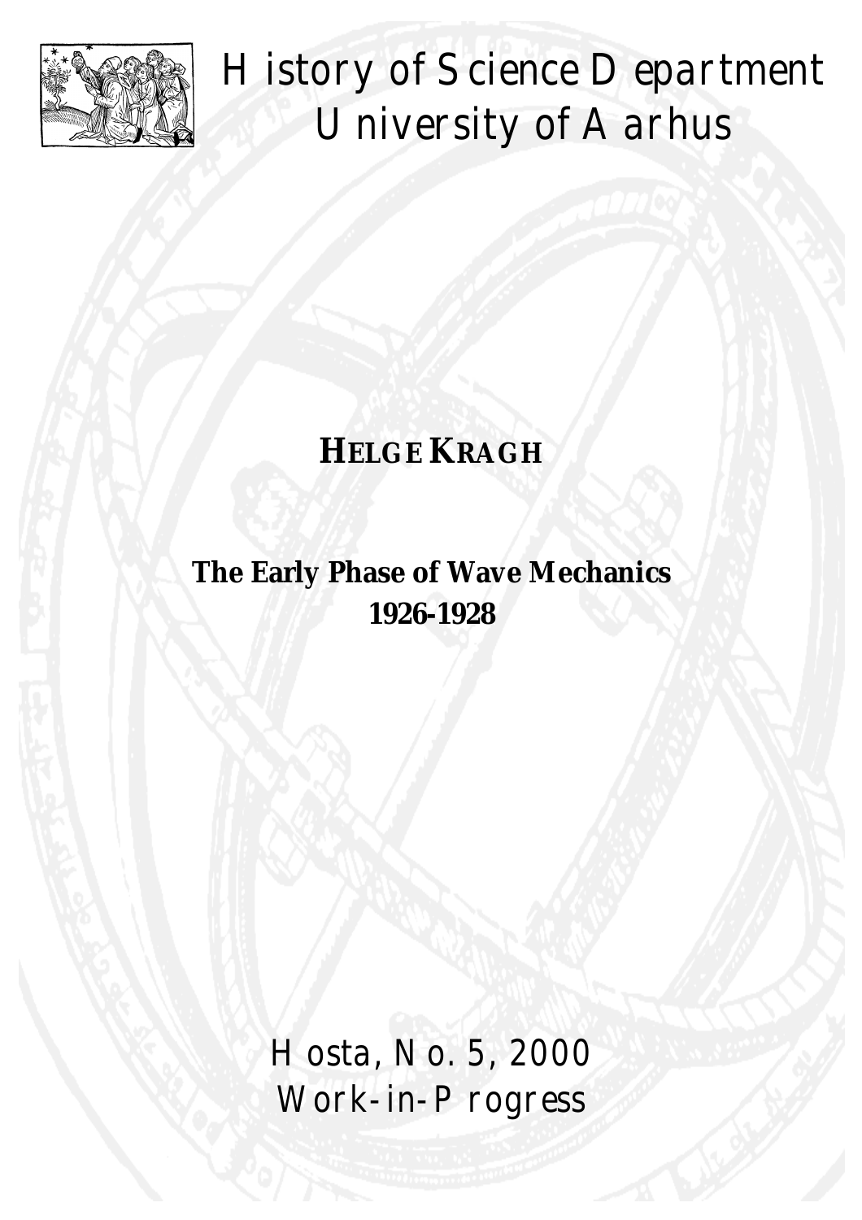# History of Science Department
# University of Aarhus

**HELGE KRAGH**

**The Early Phase of Wave Mechanics 1926-1928**

Hosta, No. 5, 2000

Work-in-Progress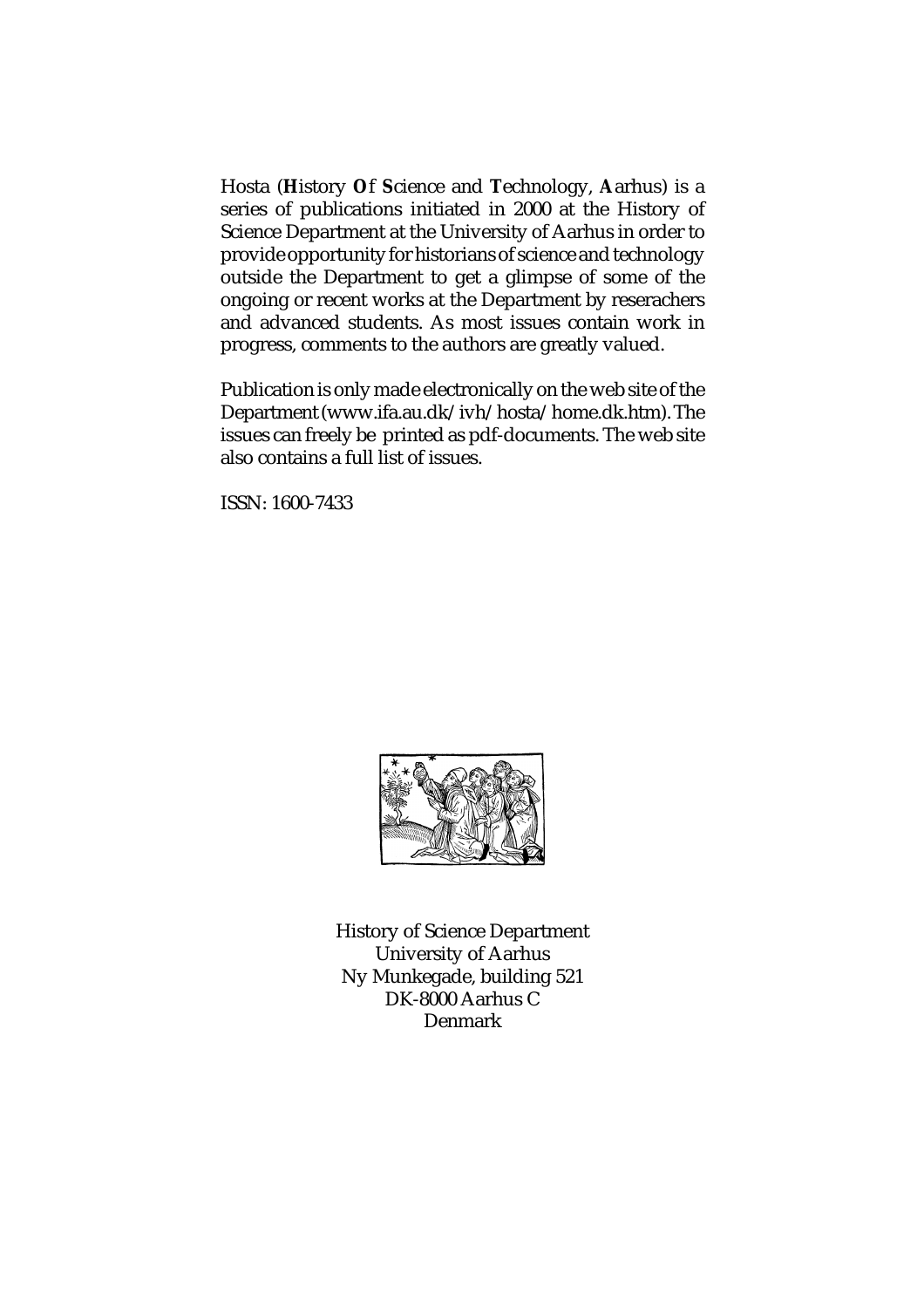Hosta (**H**istory **O**f **S**cience and **T**echnology, **A**arhus) is a series of publications initiated in 2000 at the History of Science Department at the University of Aarhus in order to provide opportunity for historians of science and technology outside the Department to get a glimpse of some of the ongoing or recent works at the Department by reserachers and advanced students. As most issues contain work in progress, comments to the authors are greatly valued.

Publication is only made electronically on the web site of the Department (www.ifa.au.dk/ivh/hosta/home.dk.htm). The issues can freely be printed as pdf-documents. The web site also contains a full list of issues.

ISSN: 1600-7433

History of Science Department
University of Aarhus
Ny Munkegade, building 521
DK-8000 Aarhus C
Denmark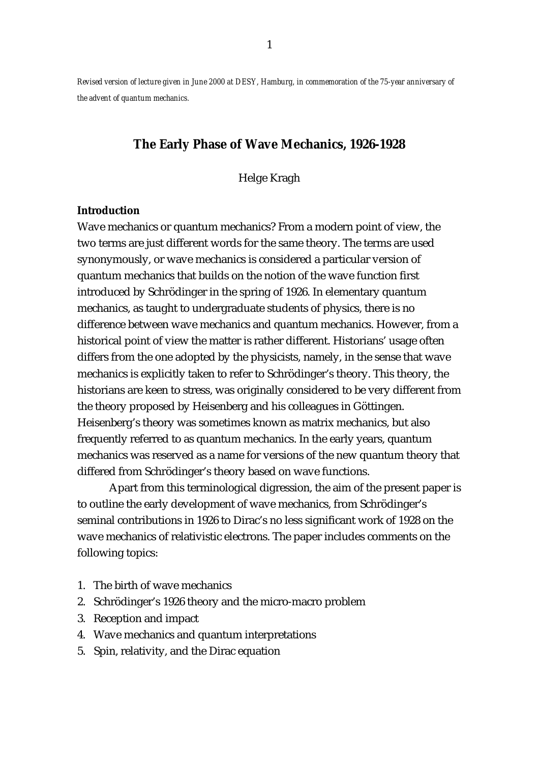*Revised version of lecture given in June 2000 at DESY, Hamburg, in commemoration of the 75-year anniversary of the advent of quantum mechanics.*

# The Early Phase of Wave Mechanics, 1926-1928

Helge Kragh

## Introduction

Wave mechanics or quantum mechanics? From a modern point of view, the two terms are just different words for the same theory. The terms are used synonymously, or wave mechanics is considered a particular version of quantum mechanics that builds on the notion of the wave function first introduced by Schrödinger in the spring of 1926. In elementary quantum mechanics, as taught to undergraduate students of physics, there is no difference between wave mechanics and quantum mechanics. However, from a historical point of view the matter is rather different. Historians' usage often differs from the one adopted by the physicists, namely, in the sense that wave mechanics is explicitly taken to refer to Schrödinger's theory. This theory, the historians are keen to stress, was originally considered to be very different from the theory proposed by Heisenberg and his colleagues in Göttingen. Heisenberg's theory was sometimes known as matrix mechanics, but also frequently referred to as quantum mechanics. In the early years, quantum mechanics was reserved as a name for versions of the new quantum theory that differed from Schrödinger's theory based on wave functions.

Apart from this terminological digression, the aim of the present paper is to outline the early development of wave mechanics, from Schrödinger's seminal contributions in 1926 to Dirac's no less significant work of 1928 on the wave mechanics of relativistic electrons. The paper includes comments on the following topics:

1. The birth of wave mechanics
2. Schrödinger's 1926 theory and the micro-macro problem
3. Reception and impact
4. Wave mechanics and quantum interpretations
5. Spin, relativity, and the Dirac equation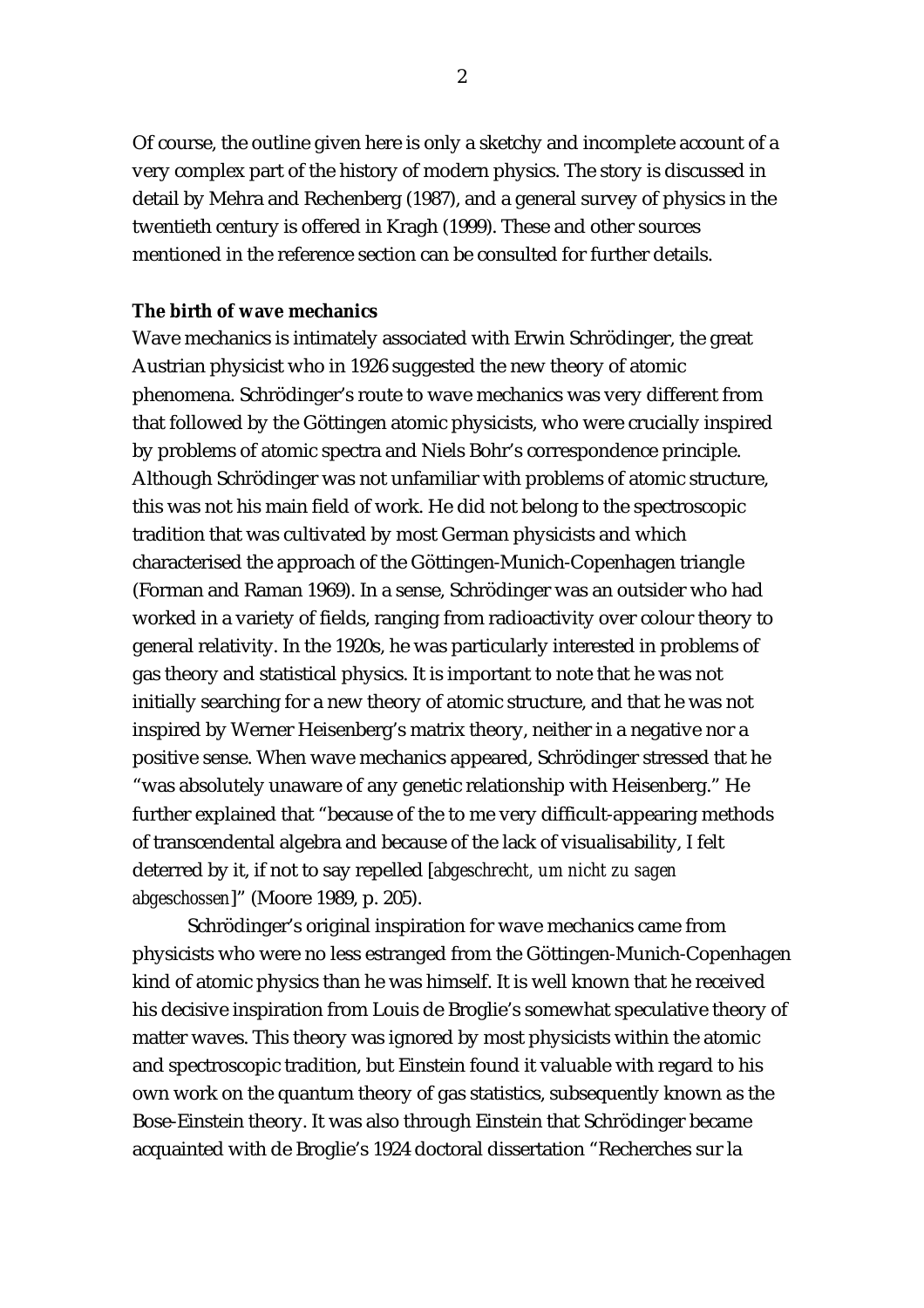Of course, the outline given here is only a sketchy and incomplete account of a very complex part of the history of modern physics. The story is discussed in detail by Mehra and Rechenberg (1987), and a general survey of physics in the twentieth century is offered in Kragh (1999). These and other sources mentioned in the reference section can be consulted for further details.

**The birth of wave mechanics**

Wave mechanics is intimately associated with Erwin Schrödinger, the great Austrian physicist who in 1926 suggested the new theory of atomic phenomena. Schrödinger's route to wave mechanics was very different from that followed by the Göttingen atomic physicists, who were crucially inspired by problems of atomic spectra and Niels Bohr's correspondence principle. Although Schrödinger was not unfamiliar with problems of atomic structure, this was not his main field of work. He did not belong to the spectroscopic tradition that was cultivated by most German physicists and which characterised the approach of the Göttingen-Munich-Copenhagen triangle (Forman and Raman 1969). In a sense, Schrödinger was an outsider who had worked in a variety of fields, ranging from radioactivity over colour theory to general relativity. In the 1920s, he was particularly interested in problems of gas theory and statistical physics. It is important to note that he was not initially searching for a new theory of atomic structure, and that he was not inspired by Werner Heisenberg's matrix theory, neither in a negative nor a positive sense. When wave mechanics appeared, Schrödinger stressed that he "was absolutely unaware of any genetic relationship with Heisenberg." He further explained that "because of the to me very difficult-appearing methods of transcendental algebra and because of the lack of visualisability, I felt deterred by it, if not to say repelled [*abgeschrecht, um nicht zu sagen abgeschossen*]" (Moore 1989, p. 205).

Schrödinger's original inspiration for wave mechanics came from physicists who were no less estranged from the Göttingen-Munich-Copenhagen kind of atomic physics than he was himself. It is well known that he received his decisive inspiration from Louis de Broglie's somewhat speculative theory of matter waves. This theory was ignored by most physicists within the atomic and spectroscopic tradition, but Einstein found it valuable with regard to his own work on the quantum theory of gas statistics, subsequently known as the Bose-Einstein theory. It was also through Einstein that Schrödinger became acquainted with de Broglie's 1924 doctoral dissertation "Recherches sur la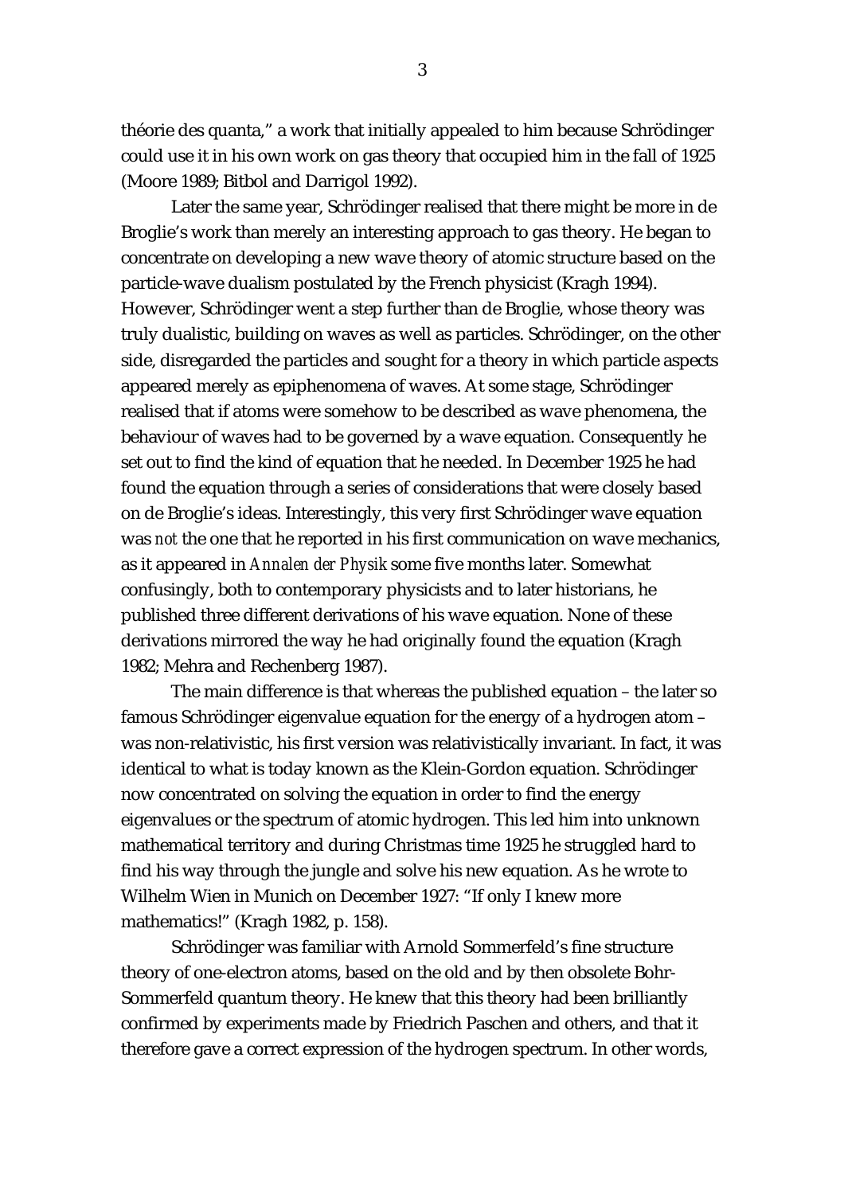théorie des quanta," a work that initially appealed to him because Schrödinger could use it in his own work on gas theory that occupied him in the fall of 1925 (Moore 1989; Bitbol and Darrigol 1992).

Later the same year, Schrödinger realised that there might be more in de Broglie's work than merely an interesting approach to gas theory. He began to concentrate on developing a new wave theory of atomic structure based on the particle-wave dualism postulated by the French physicist (Kragh 1994). However, Schrödinger went a step further than de Broglie, whose theory was truly dualistic, building on waves as well as particles. Schrödinger, on the other side, disregarded the particles and sought for a theory in which particle aspects appeared merely as epiphenomena of waves. At some stage, Schrödinger realised that if atoms were somehow to be described as wave phenomena, the behaviour of waves had to be governed by a wave equation. Consequently he set out to find the kind of equation that he needed. In December 1925 he had found the equation through a series of considerations that were closely based on de Broglie's ideas. Interestingly, this very first Schrödinger wave equation was *not* the one that he reported in his first communication on wave mechanics, as it appeared in *Annalen der Physik* some five months later. Somewhat confusingly, both to contemporary physicists and to later historians, he published three different derivations of his wave equation. None of these derivations mirrored the way he had originally found the equation (Kragh 1982; Mehra and Rechenberg 1987).

The main difference is that whereas the published equation – the later so famous Schrödinger eigenvalue equation for the energy of a hydrogen atom – was non-relativistic, his first version was relativistically invariant. In fact, it was identical to what is today known as the Klein-Gordon equation. Schrödinger now concentrated on solving the equation in order to find the energy eigenvalues or the spectrum of atomic hydrogen. This led him into unknown mathematical territory and during Christmas time 1925 he struggled hard to find his way through the jungle and solve his new equation. As he wrote to Wilhelm Wien in Munich on December 1927: "If only I knew more mathematics!" (Kragh 1982, p. 158).

Schrödinger was familiar with Arnold Sommerfeld's fine structure theory of one-electron atoms, based on the old and by then obsolete Bohr-Sommerfeld quantum theory. He knew that this theory had been brilliantly confirmed by experiments made by Friedrich Paschen and others, and that it therefore gave a correct expression of the hydrogen spectrum. In other words,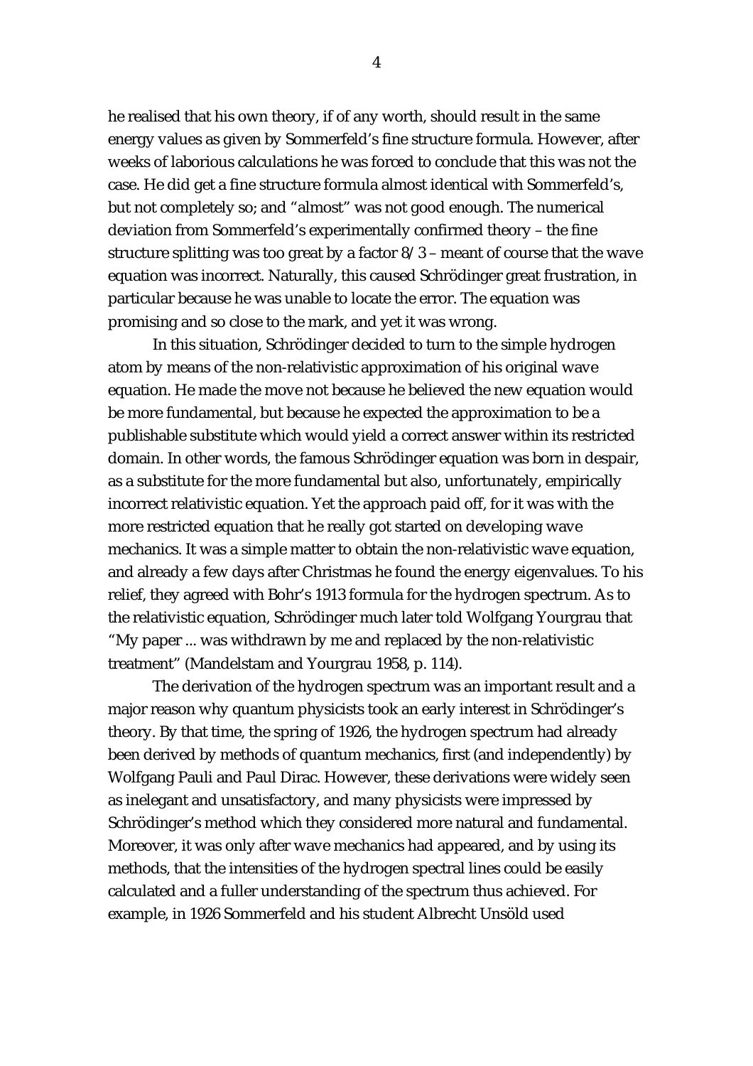he realised that his own theory, if of any worth, should result in the same energy values as given by Sommerfeld's fine structure formula. However, after weeks of laborious calculations he was forced to conclude that this was not the case. He did get a fine structure formula almost identical with Sommerfeld's, but not completely so; and "almost" was not good enough. The numerical deviation from Sommerfeld's experimentally confirmed theory – the fine structure splitting was too great by a factor 8/3 – meant of course that the wave equation was incorrect. Naturally, this caused Schrödinger great frustration, in particular because he was unable to locate the error. The equation was promising and so close to the mark, and yet it was wrong.

In this situation, Schrödinger decided to turn to the simple hydrogen atom by means of the non-relativistic approximation of his original wave equation. He made the move not because he believed the new equation would be more fundamental, but because he expected the approximation to be a publishable substitute which would yield a correct answer within its restricted domain. In other words, the famous Schrödinger equation was born in despair, as a substitute for the more fundamental but also, unfortunately, empirically incorrect relativistic equation. Yet the approach paid off, for it was with the more restricted equation that he really got started on developing wave mechanics. It was a simple matter to obtain the non-relativistic wave equation, and already a few days after Christmas he found the energy eigenvalues. To his relief, they agreed with Bohr's 1913 formula for the hydrogen spectrum. As to the relativistic equation, Schrödinger much later told Wolfgang Yourgrau that "My paper ... was withdrawn by me and replaced by the non-relativistic treatment" (Mandelstam and Yourgrau 1958, p. 114).

The derivation of the hydrogen spectrum was an important result and a major reason why quantum physicists took an early interest in Schrödinger's theory. By that time, the spring of 1926, the hydrogen spectrum had already been derived by methods of quantum mechanics, first (and independently) by Wolfgang Pauli and Paul Dirac. However, these derivations were widely seen as inelegant and unsatisfactory, and many physicists were impressed by Schrödinger's method which they considered more natural and fundamental. Moreover, it was only after wave mechanics had appeared, and by using its methods, that the intensities of the hydrogen spectral lines could be easily calculated and a fuller understanding of the spectrum thus achieved. For example, in 1926 Sommerfeld and his student Albrecht Unsöld used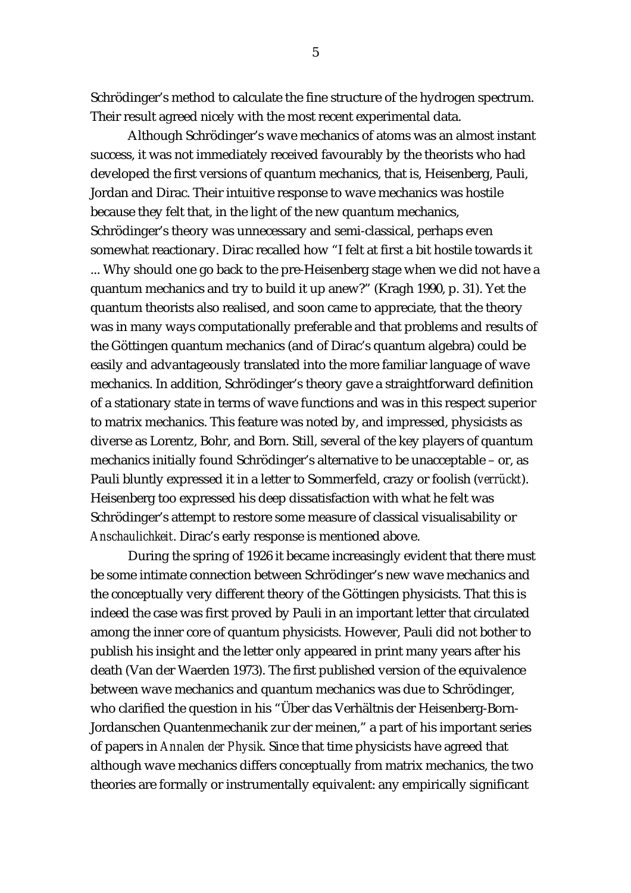Schrödinger's method to calculate the fine structure of the hydrogen spectrum. Their result agreed nicely with the most recent experimental data.

Although Schrödinger's wave mechanics of atoms was an almost instant success, it was not immediately received favourably by the theorists who had developed the first versions of quantum mechanics, that is, Heisenberg, Pauli, Jordan and Dirac. Their intuitive response to wave mechanics was hostile because they felt that, in the light of the new quantum mechanics, Schrödinger's theory was unnecessary and semi-classical, perhaps even somewhat reactionary. Dirac recalled how "I felt at first a bit hostile towards it ... Why should one go back to the pre-Heisenberg stage when we did not have a quantum mechanics and try to build it up anew?" (Kragh 1990, p. 31). Yet the quantum theorists also realised, and soon came to appreciate, that the theory was in many ways computationally preferable and that problems and results of the Göttingen quantum mechanics (and of Dirac's quantum algebra) could be easily and advantageously translated into the more familiar language of wave mechanics. In addition, Schrödinger's theory gave a straightforward definition of a stationary state in terms of wave functions and was in this respect superior to matrix mechanics. This feature was noted by, and impressed, physicists as diverse as Lorentz, Bohr, and Born. Still, several of the key players of quantum mechanics initially found Schrödinger's alternative to be unacceptable – or, as Pauli bluntly expressed it in a letter to Sommerfeld, crazy or foolish (*verrückt*). Heisenberg too expressed his deep dissatisfaction with what he felt was Schrödinger's attempt to restore some measure of classical visualisability or *Anschaulichkeit*. Dirac's early response is mentioned above.

During the spring of 1926 it became increasingly evident that there must be some intimate connection between Schrödinger's new wave mechanics and the conceptually very different theory of the Göttingen physicists. That this is indeed the case was first proved by Pauli in an important letter that circulated among the inner core of quantum physicists. However, Pauli did not bother to publish his insight and the letter only appeared in print many years after his death (Van der Waerden 1973). The first published version of the equivalence between wave mechanics and quantum mechanics was due to Schrödinger, who clarified the question in his "Über das Verhältnis der Heisenberg-Born-Jordanschen Quantenmechanik zur der meinen," a part of his important series of papers in *Annalen der Physik*. Since that time physicists have agreed that although wave mechanics differs conceptually from matrix mechanics, the two theories are formally or instrumentally equivalent: any empirically significant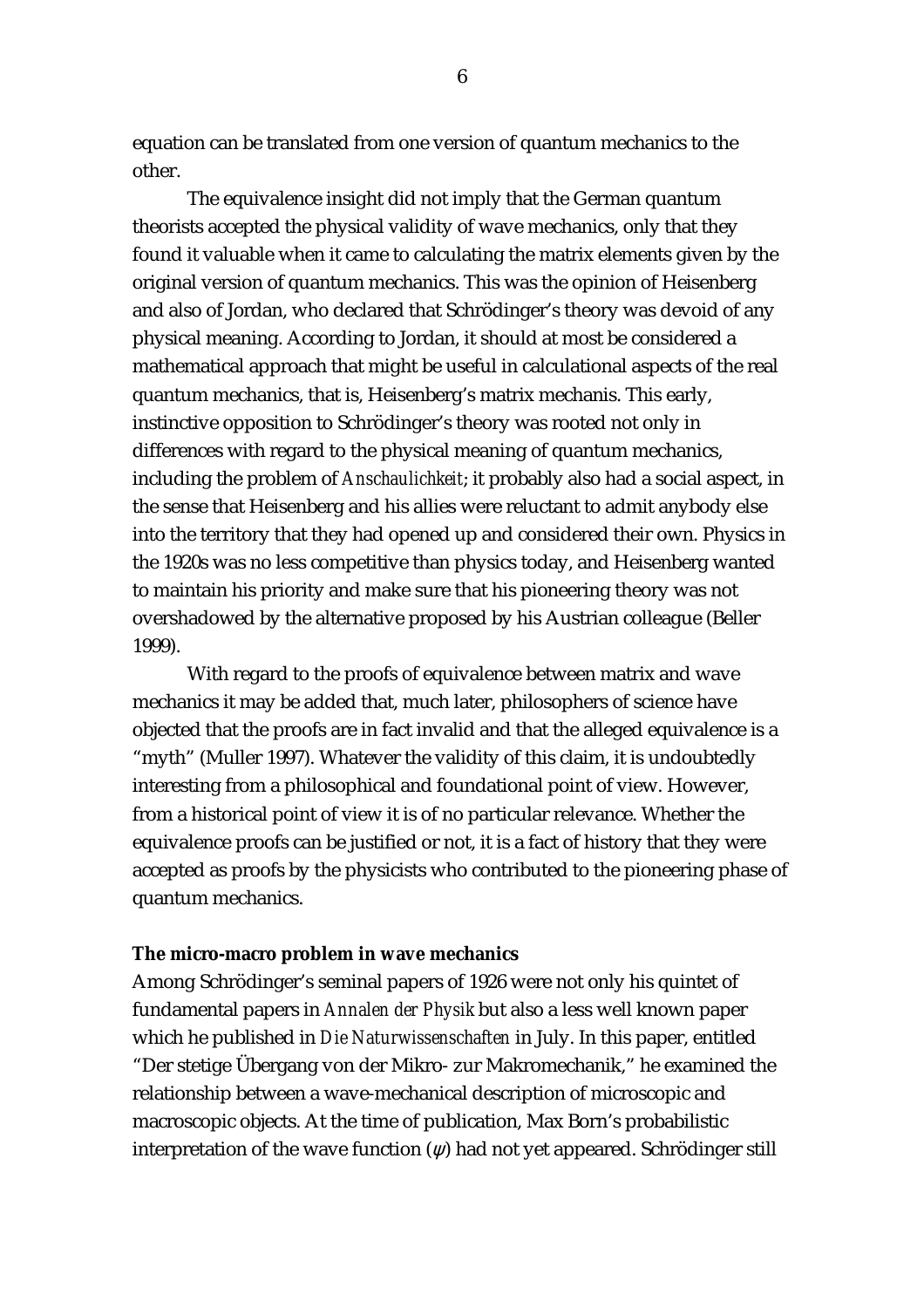equation can be translated from one version of quantum mechanics to the other.

The equivalence insight did not imply that the German quantum theorists accepted the physical validity of wave mechanics, only that they found it valuable when it came to calculating the matrix elements given by the original version of quantum mechanics. This was the opinion of Heisenberg and also of Jordan, who declared that Schrödinger's theory was devoid of any physical meaning. According to Jordan, it should at most be considered a mathematical approach that might be useful in calculational aspects of the real quantum mechanics, that is, Heisenberg's matrix mechanis. This early, instinctive opposition to Schrödinger's theory was rooted not only in differences with regard to the physical meaning of quantum mechanics, including the problem of *Anschaulichkeit*; it probably also had a social aspect, in the sense that Heisenberg and his allies were reluctant to admit anybody else into the territory that they had opened up and considered their own. Physics in the 1920s was no less competitive than physics today, and Heisenberg wanted to maintain his priority and make sure that his pioneering theory was not overshadowed by the alternative proposed by his Austrian colleague (Beller 1999).

With regard to the proofs of equivalence between matrix and wave mechanics it may be added that, much later, philosophers of science have objected that the proofs are in fact invalid and that the alleged equivalence is a "myth" (Muller 1997). Whatever the validity of this claim, it is undoubtedly interesting from a philosophical and foundational point of view. However, from a historical point of view it is of no particular relevance. Whether the equivalence proofs can be justified or not, it is a fact of history that they were accepted as proofs by the physicists who contributed to the pioneering phase of quantum mechanics.

**The micro-macro problem in wave mechanics**

Among Schrödinger's seminal papers of 1926 were not only his quintet of fundamental papers in *Annalen der Physik* but also a less well known paper which he published in *Die Naturwissenschaften* in July. In this paper, entitled "Der stetige Übergang von der Mikro- zur Makromechanik," he examined the relationship between a wave-mechanical description of microscopic and macroscopic objects. At the time of publication, Max Born's probabilistic interpretation of the wave function ($\psi$) had not yet appeared. Schrödinger still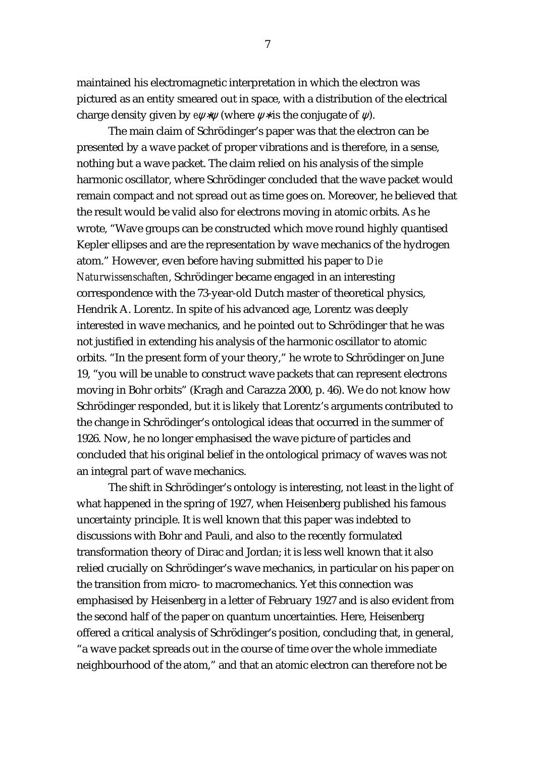maintained his electromagnetic interpretation in which the electron was pictured as an entity smeared out in space, with a distribution of the electrical charge density given by $e\psi^*\psi$ (where $\psi^*$ is the conjugate of $\psi$).

The main claim of Schrödinger's paper was that the electron can be presented by a wave packet of proper vibrations and is therefore, in a sense, nothing but a wave packet. The claim relied on his analysis of the simple harmonic oscillator, where Schrödinger concluded that the wave packet would remain compact and not spread out as time goes on. Moreover, he believed that the result would be valid also for electrons moving in atomic orbits. As he wrote, "Wave groups can be constructed which move round highly quantised Kepler ellipses and are the representation by wave mechanics of the hydrogen atom." However, even before having submitted his paper to *Die Naturwissenschaften*, Schrödinger became engaged in an interesting correspondence with the 73-year-old Dutch master of theoretical physics, Hendrik A. Lorentz. In spite of his advanced age, Lorentz was deeply interested in wave mechanics, and he pointed out to Schrödinger that he was not justified in extending his analysis of the harmonic oscillator to atomic orbits. "In the present form of your theory," he wrote to Schrödinger on June 19, "you will be unable to construct wave packets that can represent electrons moving in Bohr orbits" (Kragh and Carazza 2000, p. 46). We do not know how Schrödinger responded, but it is likely that Lorentz's arguments contributed to the change in Schrödinger's ontological ideas that occurred in the summer of 1926. Now, he no longer emphasised the wave picture of particles and concluded that his original belief in the ontological primacy of waves was not an integral part of wave mechanics.

The shift in Schrödinger's ontology is interesting, not least in the light of what happened in the spring of 1927, when Heisenberg published his famous uncertainty principle. It is well known that this paper was indebted to discussions with Bohr and Pauli, and also to the recently formulated transformation theory of Dirac and Jordan; it is less well known that it also relied crucially on Schrödinger's wave mechanics, in particular on his paper on the transition from micro- to macromechanics. Yet this connection was emphasised by Heisenberg in a letter of February 1927 and is also evident from the second half of the paper on quantum uncertainties. Here, Heisenberg offered a critical analysis of Schrödinger's position, concluding that, in general, "a wave packet spreads out in the course of time over the whole immediate neighbourhood of the atom," and that an atomic electron can therefore not be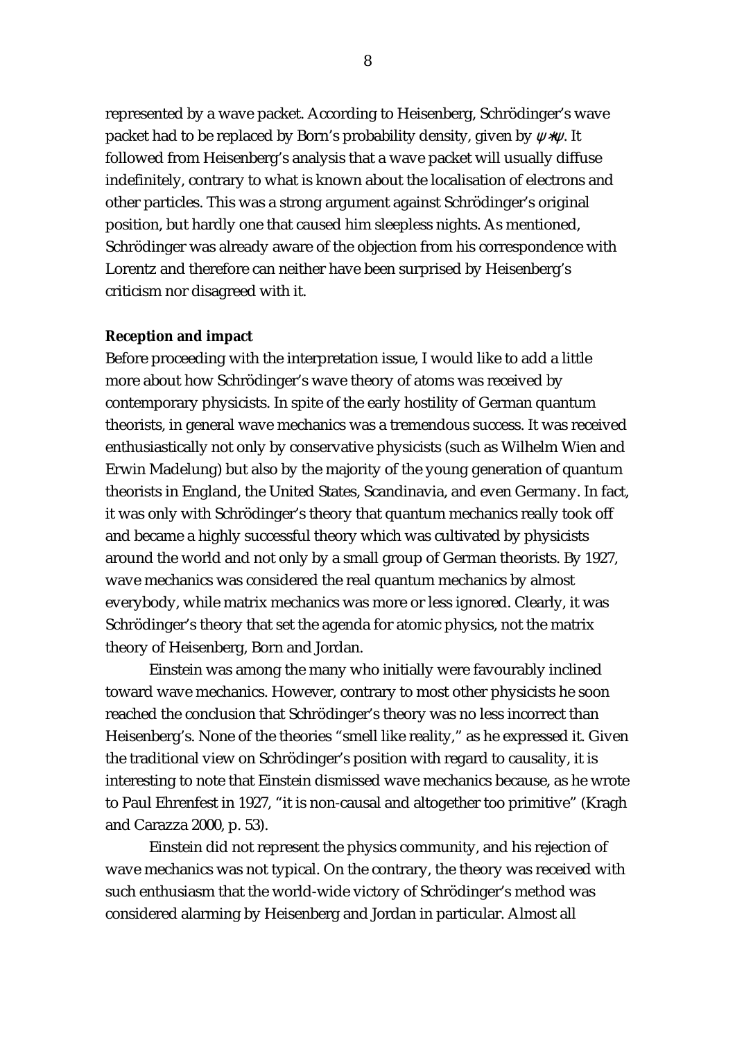represented by a wave packet. According to Heisenberg, Schrödinger's wave packet had to be replaced by Born's probability density, given by $\psi*\psi$. It followed from Heisenberg's analysis that a wave packet will usually diffuse indefinitely, contrary to what is known about the localisation of electrons and other particles. This was a strong argument against Schrödinger's original position, but hardly one that caused him sleepless nights. As mentioned, Schrödinger was already aware of the objection from his correspondence with Lorentz and therefore can neither have been surprised by Heisenberg's criticism nor disagreed with it.

**Reception and impact**

Before proceeding with the interpretation issue, I would like to add a little more about how Schrödinger's wave theory of atoms was received by contemporary physicists. In spite of the early hostility of German quantum theorists, in general wave mechanics was a tremendous success. It was received enthusiastically not only by conservative physicists (such as Wilhelm Wien and Erwin Madelung) but also by the majority of the young generation of quantum theorists in England, the United States, Scandinavia, and even Germany. In fact, it was only with Schrödinger's theory that quantum mechanics really took off and became a highly successful theory which was cultivated by physicists around the world and not only by a small group of German theorists. By 1927, wave mechanics was considered the real quantum mechanics by almost everybody, while matrix mechanics was more or less ignored. Clearly, it was Schrödinger's theory that set the agenda for atomic physics, not the matrix theory of Heisenberg, Born and Jordan.

Einstein was among the many who initially were favourably inclined toward wave mechanics. However, contrary to most other physicists he soon reached the conclusion that Schrödinger's theory was no less incorrect than Heisenberg's. None of the theories "smell like reality," as he expressed it. Given the traditional view on Schrödinger's position with regard to causality, it is interesting to note that Einstein dismissed wave mechanics because, as he wrote to Paul Ehrenfest in 1927, "it is non-causal and altogether too primitive" (Kragh and Carazza 2000, p. 53).

Einstein did not represent the physics community, and his rejection of wave mechanics was not typical. On the contrary, the theory was received with such enthusiasm that the world-wide victory of Schrödinger's method was considered alarming by Heisenberg and Jordan in particular. Almost all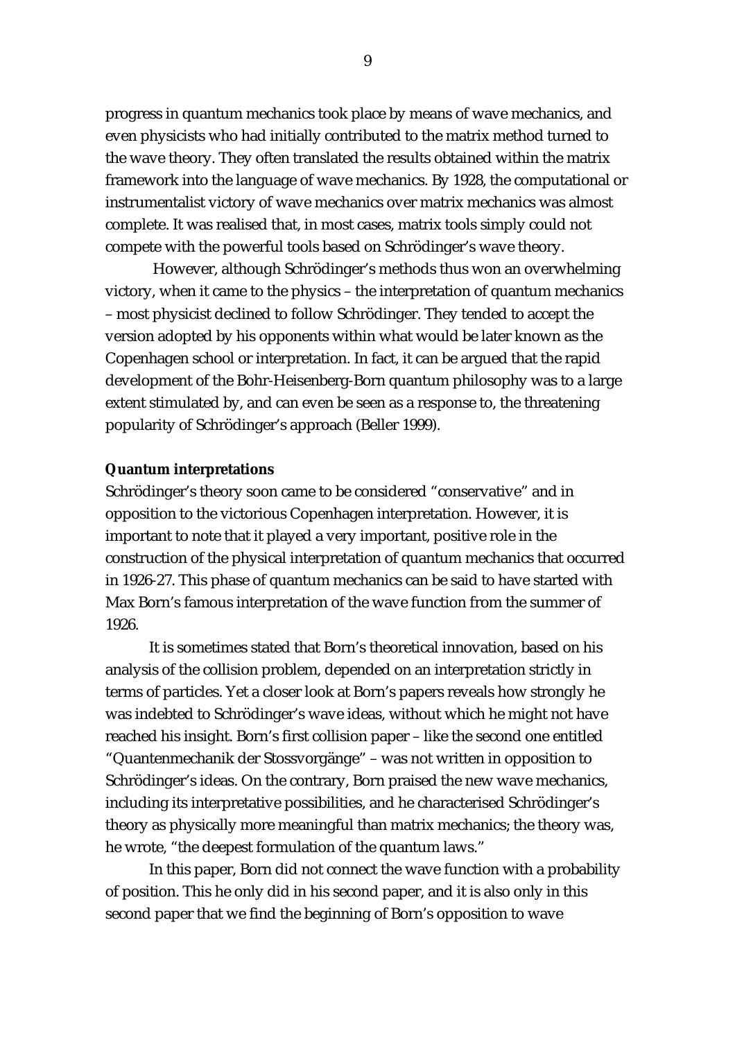progress in quantum mechanics took place by means of wave mechanics, and even physicists who had initially contributed to the matrix method turned to the wave theory. They often translated the results obtained within the matrix framework into the language of wave mechanics. By 1928, the computational or instrumentalist victory of wave mechanics over matrix mechanics was almost complete. It was realised that, in most cases, matrix tools simply could not compete with the powerful tools based on Schrödinger's wave theory.

However, although Schrödinger's methods thus won an overwhelming victory, when it came to the physics – the interpretation of quantum mechanics – most physicist declined to follow Schrödinger. They tended to accept the version adopted by his opponents within what would be later known as the Copenhagen school or interpretation. In fact, it can be argued that the rapid development of the Bohr-Heisenberg-Born quantum philosophy was to a large extent stimulated by, and can even be seen as a response to, the threatening popularity of Schrödinger's approach (Beller 1999).

**Quantum interpretations**

Schrödinger's theory soon came to be considered "conservative" and in opposition to the victorious Copenhagen interpretation. However, it is important to note that it played a very important, positive role in the construction of the physical interpretation of quantum mechanics that occurred in 1926-27. This phase of quantum mechanics can be said to have started with Max Born's famous interpretation of the wave function from the summer of 1926.

It is sometimes stated that Born's theoretical innovation, based on his analysis of the collision problem, depended on an interpretation strictly in terms of particles. Yet a closer look at Born's papers reveals how strongly he was indebted to Schrödinger's wave ideas, without which he might not have reached his insight. Born's first collision paper – like the second one entitled "Quantenmechanik der Stossvorgänge" – was not written in opposition to Schrödinger's ideas. On the contrary, Born praised the new wave mechanics, including its interpretative possibilities, and he characterised Schrödinger's theory as physically more meaningful than matrix mechanics; the theory was, he wrote, "the deepest formulation of the quantum laws."

In this paper, Born did not connect the wave function with a probability of position. This he only did in his second paper, and it is also only in this second paper that we find the beginning of Born's opposition to wave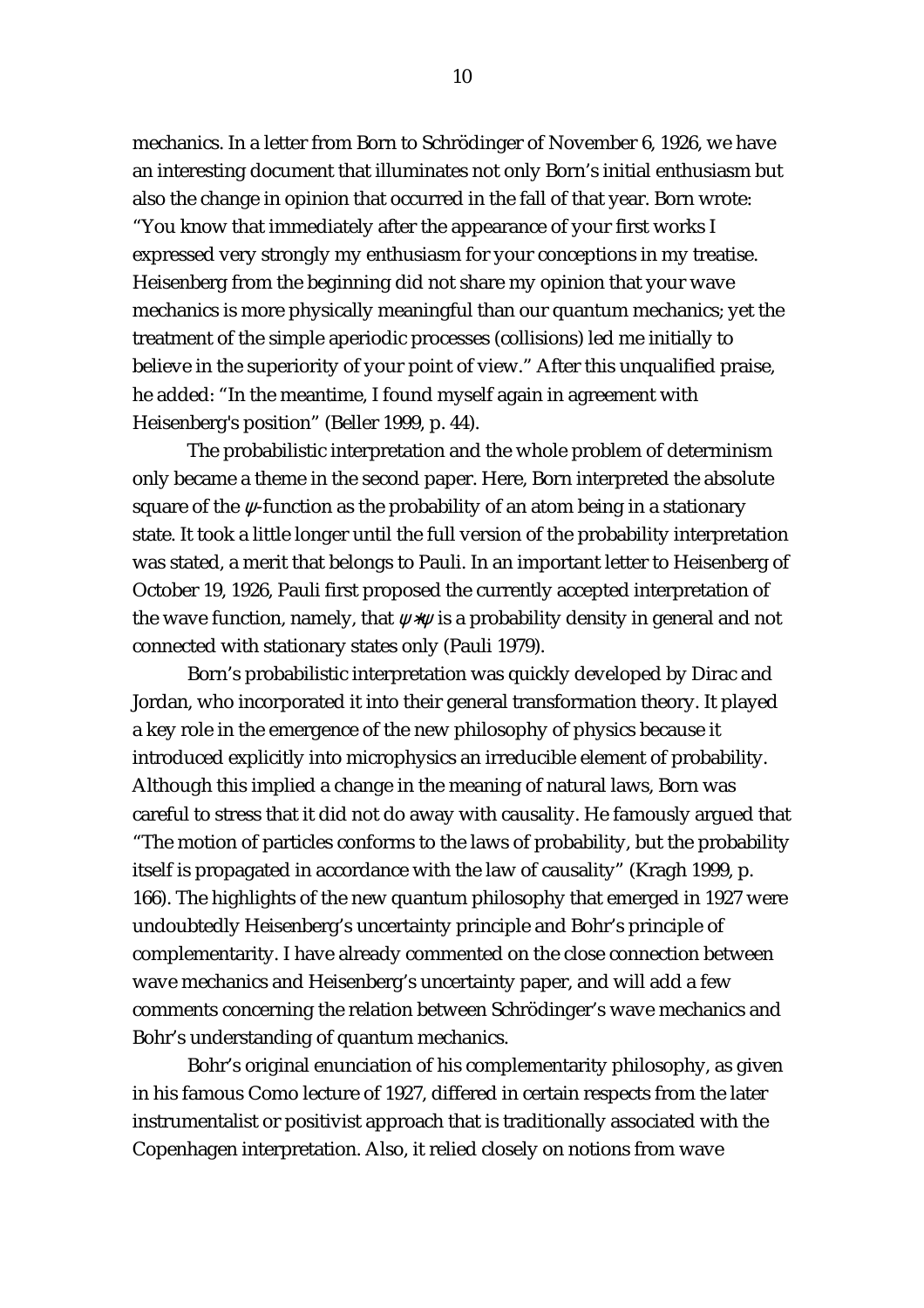mechanics. In a letter from Born to Schrödinger of November 6, 1926, we have an interesting document that illuminates not only Born's initial enthusiasm but also the change in opinion that occurred in the fall of that year. Born wrote: "You know that immediately after the appearance of your first works I expressed very strongly my enthusiasm for your conceptions in my treatise. Heisenberg from the beginning did not share my opinion that your wave mechanics is more physically meaningful than our quantum mechanics; yet the treatment of the simple aperiodic processes (collisions) led me initially to believe in the superiority of your point of view." After this unqualified praise, he added: "In the meantime, I found myself again in agreement with Heisenberg's position" (Beller 1999, p. 44).

The probabilistic interpretation and the whole problem of determinism only became a theme in the second paper. Here, Born interpreted the absolute square of the $\psi$-function as the probability of an atom being in a stationary state. It took a little longer until the full version of the probability interpretation was stated, a merit that belongs to Pauli. In an important letter to Heisenberg of October 19, 1926, Pauli first proposed the currently accepted interpretation of the wave function, namely, that $\psi^*\psi$ is a probability density in general and not connected with stationary states only (Pauli 1979).

Born's probabilistic interpretation was quickly developed by Dirac and Jordan, who incorporated it into their general transformation theory. It played a key role in the emergence of the new philosophy of physics because it introduced explicitly into microphysics an irreducible element of probability. Although this implied a change in the meaning of natural laws, Born was careful to stress that it did not do away with causality. He famously argued that "The motion of particles conforms to the laws of probability, but the probability itself is propagated in accordance with the law of causality" (Kragh 1999, p. 166). The highlights of the new quantum philosophy that emerged in 1927 were undoubtedly Heisenberg's uncertainty principle and Bohr's principle of complementarity. I have already commented on the close connection between wave mechanics and Heisenberg's uncertainty paper, and will add a few comments concerning the relation between Schrödinger's wave mechanics and Bohr's understanding of quantum mechanics.

Bohr's original enunciation of his complementarity philosophy, as given in his famous Como lecture of 1927, differed in certain respects from the later instrumentalist or positivist approach that is traditionally associated with the Copenhagen interpretation. Also, it relied closely on notions from wave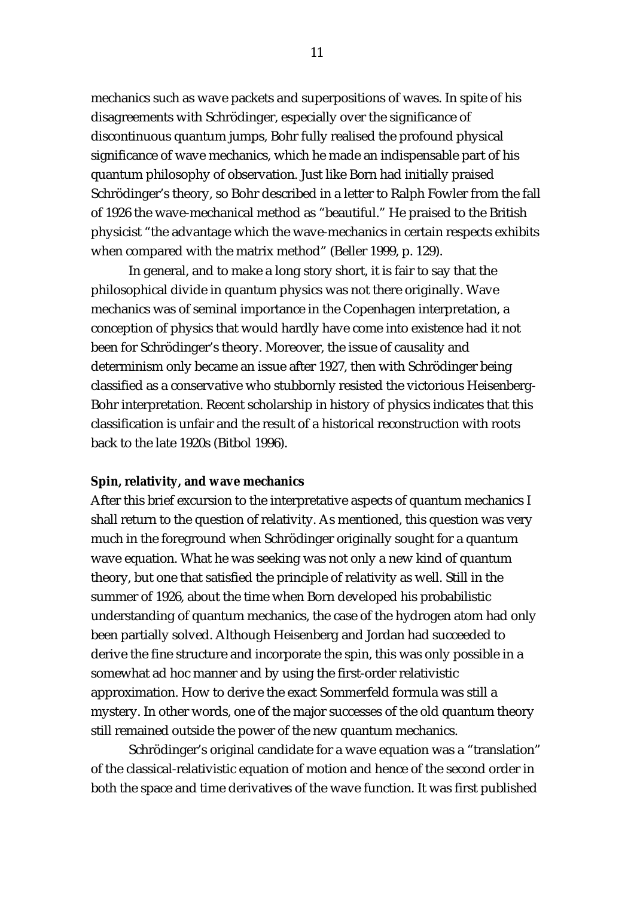mechanics such as wave packets and superpositions of waves. In spite of his disagreements with Schrödinger, especially over the significance of discontinuous quantum jumps, Bohr fully realised the profound physical significance of wave mechanics, which he made an indispensable part of his quantum philosophy of observation. Just like Born had initially praised Schrödinger's theory, so Bohr described in a letter to Ralph Fowler from the fall of 1926 the wave-mechanical method as "beautiful." He praised to the British physicist "the advantage which the wave-mechanics in certain respects exhibits when compared with the matrix method" (Beller 1999, p. 129).

In general, and to make a long story short, it is fair to say that the philosophical divide in quantum physics was not there originally. Wave mechanics was of seminal importance in the Copenhagen interpretation, a conception of physics that would hardly have come into existence had it not been for Schrödinger's theory. Moreover, the issue of causality and determinism only became an issue after 1927, then with Schrödinger being classified as a conservative who stubbornly resisted the victorious Heisenberg-Bohr interpretation. Recent scholarship in history of physics indicates that this classification is unfair and the result of a historical reconstruction with roots back to the late 1920s (Bitbol 1996).

**Spin, relativity, and wave mechanics**

After this brief excursion to the interpretative aspects of quantum mechanics I shall return to the question of relativity. As mentioned, this question was very much in the foreground when Schrödinger originally sought for a quantum wave equation. What he was seeking was not only a new kind of quantum theory, but one that satisfied the principle of relativity as well. Still in the summer of 1926, about the time when Born developed his probabilistic understanding of quantum mechanics, the case of the hydrogen atom had only been partially solved. Although Heisenberg and Jordan had succeeded to derive the fine structure and incorporate the spin, this was only possible in a somewhat ad hoc manner and by using the first-order relativistic approximation. How to derive the exact Sommerfeld formula was still a mystery. In other words, one of the major successes of the old quantum theory still remained outside the power of the new quantum mechanics.

Schrödinger's original candidate for a wave equation was a "translation" of the classical-relativistic equation of motion and hence of the second order in both the space and time derivatives of the wave function. It was first published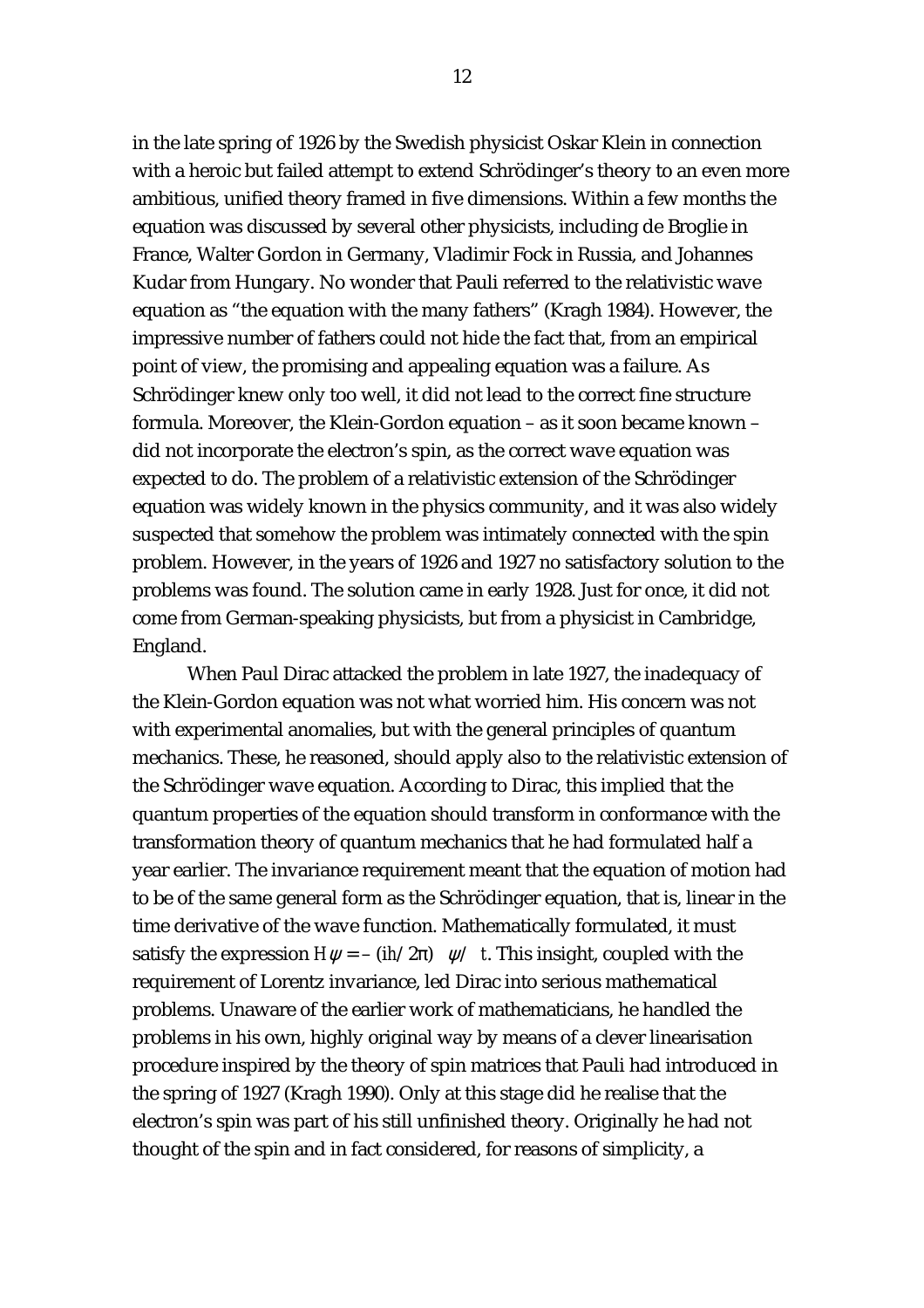in the late spring of 1926 by the Swedish physicist Oskar Klein in connection with a heroic but failed attempt to extend Schrödinger's theory to an even more ambitious, unified theory framed in five dimensions. Within a few months the equation was discussed by several other physicists, including de Broglie in France, Walter Gordon in Germany, Vladimir Fock in Russia, and Johannes Kudar from Hungary. No wonder that Pauli referred to the relativistic wave equation as "the equation with the many fathers" (Kragh 1984). However, the impressive number of fathers could not hide the fact that, from an empirical point of view, the promising and appealing equation was a failure. As Schrödinger knew only too well, it did not lead to the correct fine structure formula. Moreover, the Klein-Gordon equation – as it soon became known – did not incorporate the electron's spin, as the correct wave equation was expected to do. The problem of a relativistic extension of the Schrödinger equation was widely known in the physics community, and it was also widely suspected that somehow the problem was intimately connected with the spin problem. However, in the years of 1926 and 1927 no satisfactory solution to the problems was found. The solution came in early 1928. Just for once, it did not come from German-speaking physicists, but from a physicist in Cambridge, England.

When Paul Dirac attacked the problem in late 1927, the inadequacy of the Klein-Gordon equation was not what worried him. His concern was not with experimental anomalies, but with the general principles of quantum mechanics. These, he reasoned, should apply also to the relativistic extension of the Schrödinger wave equation. According to Dirac, this implied that the quantum properties of the equation should transform in conformance with the transformation theory of quantum mechanics that he had formulated half a year earlier. The invariance requirement meant that the equation of motion had to be of the same general form as the Schrödinger equation, that is, linear in the time derivative of the wave function. Mathematically formulated, it must satisfy the expression $H\psi = -(ih/2\pi)\,\partial\psi/\partial t$. This insight, coupled with the requirement of Lorentz invariance, led Dirac into serious mathematical problems. Unaware of the earlier work of mathematicians, he handled the problems in his own, highly original way by means of a clever linearisation procedure inspired by the theory of spin matrices that Pauli had introduced in the spring of 1927 (Kragh 1990). Only at this stage did he realise that the electron's spin was part of his still unfinished theory. Originally he had not thought of the spin and in fact considered, for reasons of simplicity, a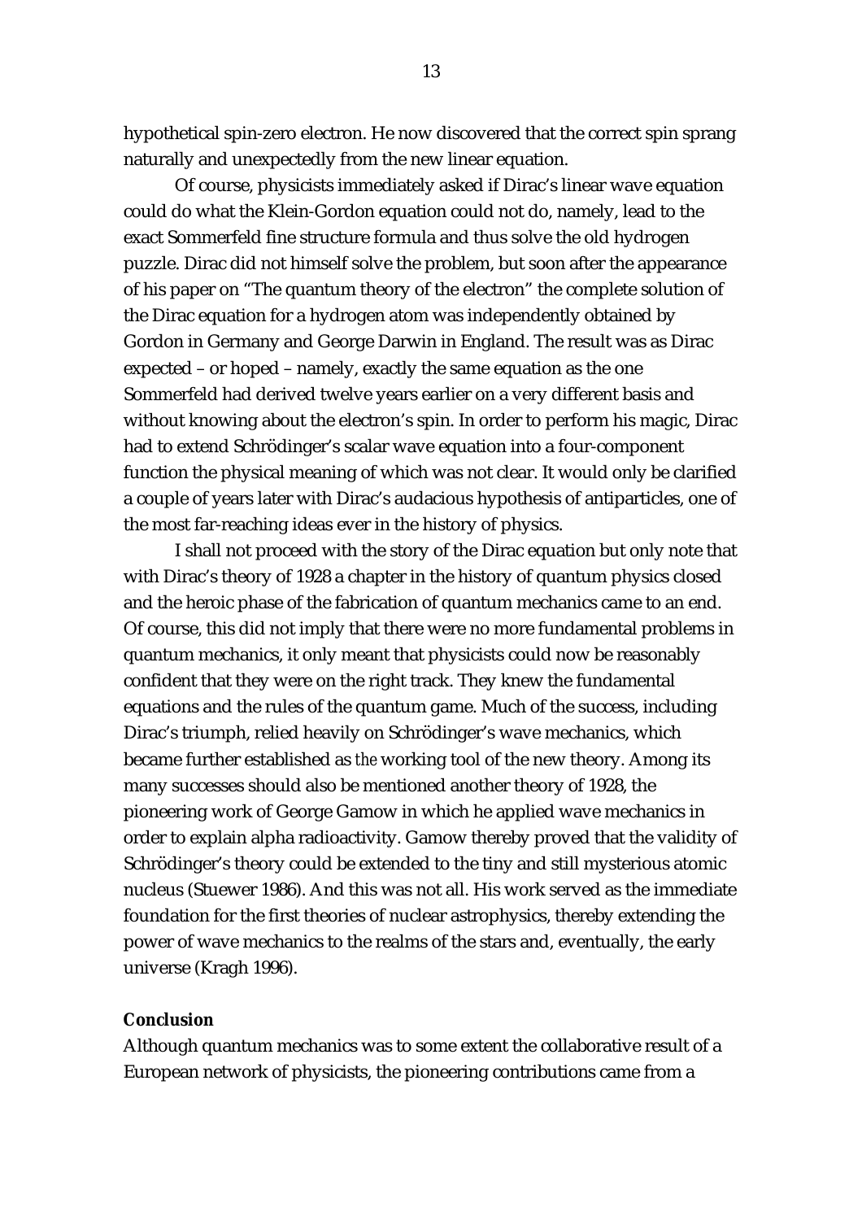hypothetical spin-zero electron. He now discovered that the correct spin sprang naturally and unexpectedly from the new linear equation.

Of course, physicists immediately asked if Dirac's linear wave equation could do what the Klein-Gordon equation could not do, namely, lead to the exact Sommerfeld fine structure formula and thus solve the old hydrogen puzzle. Dirac did not himself solve the problem, but soon after the appearance of his paper on "The quantum theory of the electron" the complete solution of the Dirac equation for a hydrogen atom was independently obtained by Gordon in Germany and George Darwin in England. The result was as Dirac expected – or hoped – namely, exactly the same equation as the one Sommerfeld had derived twelve years earlier on a very different basis and without knowing about the electron's spin. In order to perform his magic, Dirac had to extend Schrödinger's scalar wave equation into a four-component function the physical meaning of which was not clear. It would only be clarified a couple of years later with Dirac's audacious hypothesis of antiparticles, one of the most far-reaching ideas ever in the history of physics.

I shall not proceed with the story of the Dirac equation but only note that with Dirac's theory of 1928 a chapter in the history of quantum physics closed and the heroic phase of the fabrication of quantum mechanics came to an end. Of course, this did not imply that there were no more fundamental problems in quantum mechanics, it only meant that physicists could now be reasonably confident that they were on the right track. They knew the fundamental equations and the rules of the quantum game. Much of the success, including Dirac's triumph, relied heavily on Schrödinger's wave mechanics, which became further established as *the* working tool of the new theory. Among its many successes should also be mentioned another theory of 1928, the pioneering work of George Gamow in which he applied wave mechanics in order to explain alpha radioactivity. Gamow thereby proved that the validity of Schrödinger's theory could be extended to the tiny and still mysterious atomic nucleus (Stuewer 1986). And this was not all. His work served as the immediate foundation for the first theories of nuclear astrophysics, thereby extending the power of wave mechanics to the realms of the stars and, eventually, the early universe (Kragh 1996).

**Conclusion**

Although quantum mechanics was to some extent the collaborative result of a European network of physicists, the pioneering contributions came from a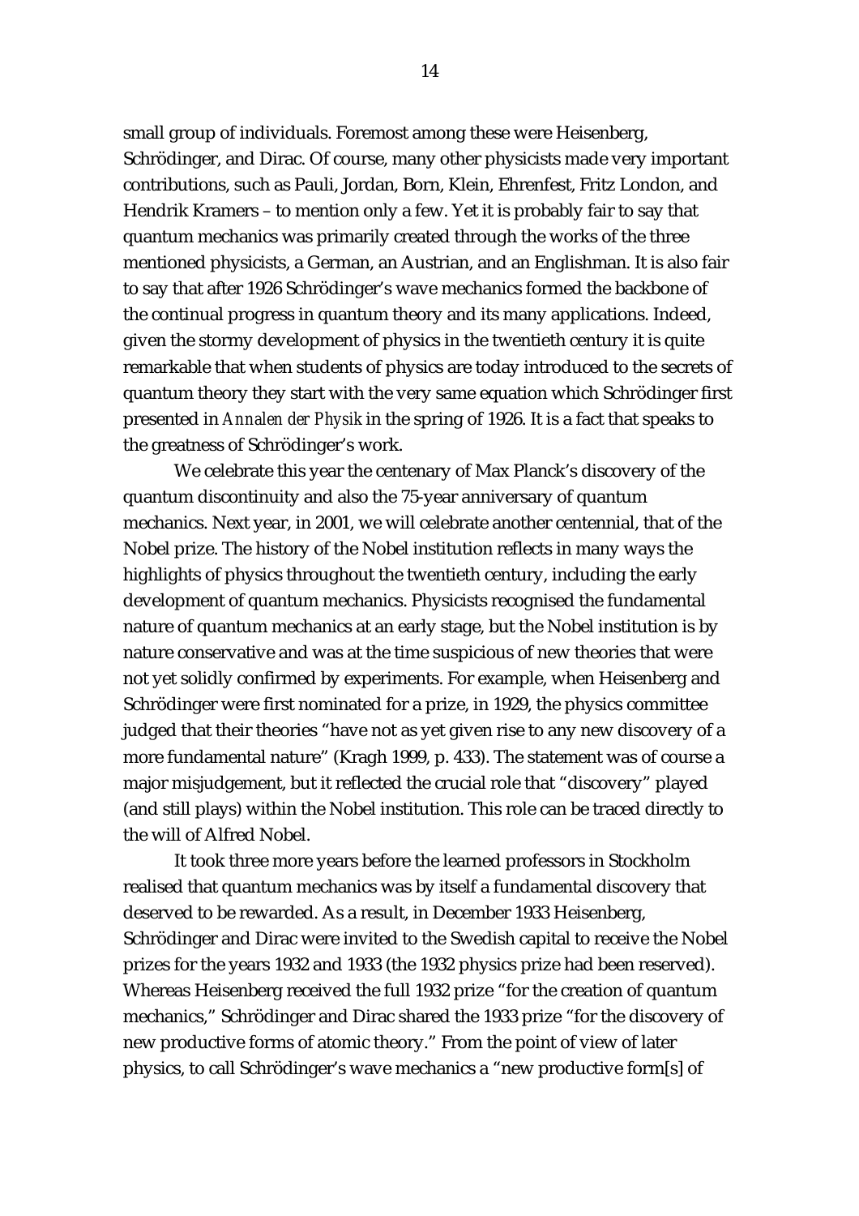small group of individuals. Foremost among these were Heisenberg, Schrödinger, and Dirac. Of course, many other physicists made very important contributions, such as Pauli, Jordan, Born, Klein, Ehrenfest, Fritz London, and Hendrik Kramers – to mention only a few. Yet it is probably fair to say that quantum mechanics was primarily created through the works of the three mentioned physicists, a German, an Austrian, and an Englishman. It is also fair to say that after 1926 Schrödinger's wave mechanics formed the backbone of the continual progress in quantum theory and its many applications. Indeed, given the stormy development of physics in the twentieth century it is quite remarkable that when students of physics are today introduced to the secrets of quantum theory they start with the very same equation which Schrödinger first presented in *Annalen der Physik* in the spring of 1926. It is a fact that speaks to the greatness of Schrödinger's work.

We celebrate this year the centenary of Max Planck's discovery of the quantum discontinuity and also the 75-year anniversary of quantum mechanics. Next year, in 2001, we will celebrate another centennial, that of the Nobel prize. The history of the Nobel institution reflects in many ways the highlights of physics throughout the twentieth century, including the early development of quantum mechanics. Physicists recognised the fundamental nature of quantum mechanics at an early stage, but the Nobel institution is by nature conservative and was at the time suspicious of new theories that were not yet solidly confirmed by experiments. For example, when Heisenberg and Schrödinger were first nominated for a prize, in 1929, the physics committee judged that their theories "have not as yet given rise to any new discovery of a more fundamental nature" (Kragh 1999, p. 433). The statement was of course a major misjudgement, but it reflected the crucial role that "discovery" played (and still plays) within the Nobel institution. This role can be traced directly to the will of Alfred Nobel.

It took three more years before the learned professors in Stockholm realised that quantum mechanics was by itself a fundamental discovery that deserved to be rewarded. As a result, in December 1933 Heisenberg, Schrödinger and Dirac were invited to the Swedish capital to receive the Nobel prizes for the years 1932 and 1933 (the 1932 physics prize had been reserved). Whereas Heisenberg received the full 1932 prize "for the creation of quantum mechanics," Schrödinger and Dirac shared the 1933 prize "for the discovery of new productive forms of atomic theory." From the point of view of later physics, to call Schrödinger's wave mechanics a "new productive form[s] of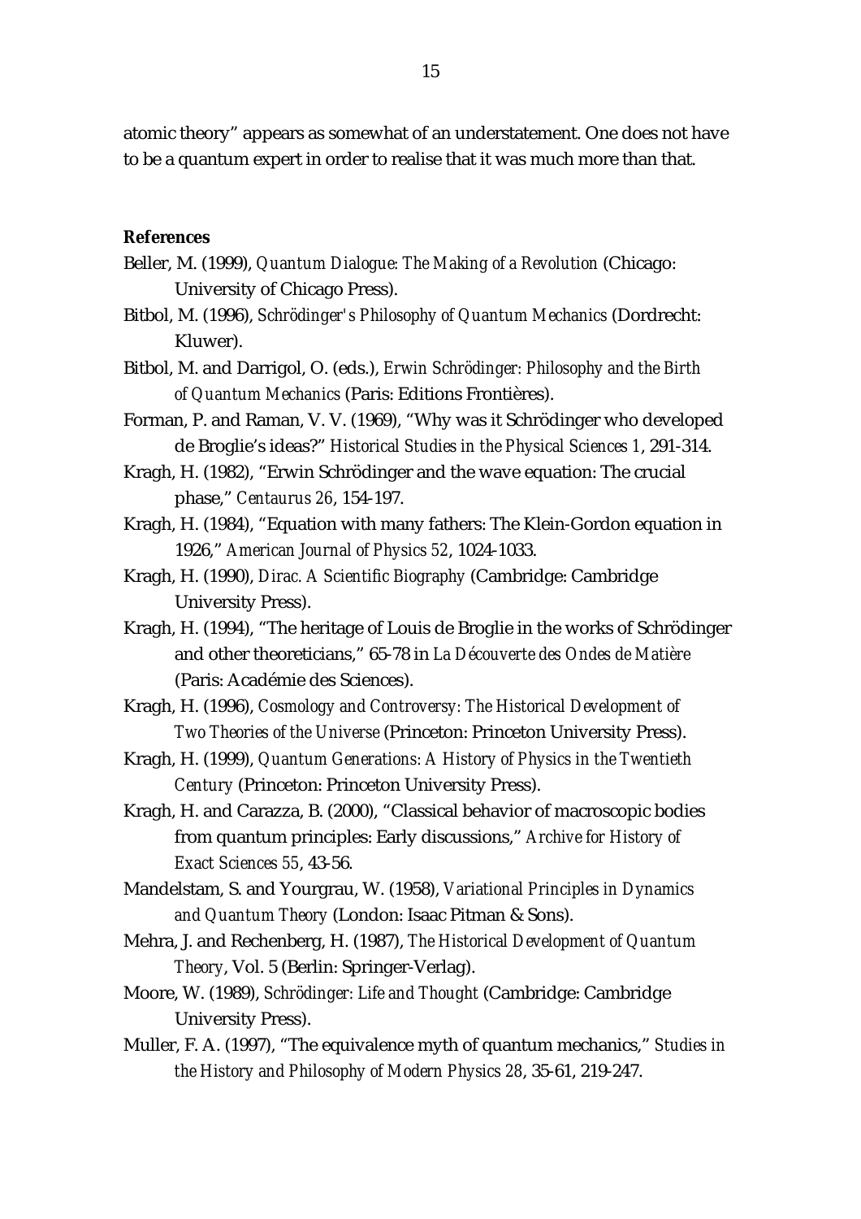atomic theory" appears as somewhat of an understatement. One does not have to be a quantum expert in order to realise that it was much more than that.

**References**

Beller, M. (1999), *Quantum Dialogue: The Making of a Revolution* (Chicago: University of Chicago Press).

Bitbol, M. (1996), *Schrödinger's Philosophy of Quantum Mechanics* (Dordrecht: Kluwer).

Bitbol, M. and Darrigol, O. (eds.), *Erwin Schrödinger: Philosophy and the Birth of Quantum Mechanics* (Paris: Editions Frontières).

Forman, P. and Raman, V. V. (1969), "Why was it Schrödinger who developed de Broglie's ideas?" *Historical Studies in the Physical Sciences 1*, 291-314.

Kragh, H. (1982), "Erwin Schrödinger and the wave equation: The crucial phase," *Centaurus 26*, 154-197.

Kragh, H. (1984), "Equation with many fathers: The Klein-Gordon equation in 1926," *American Journal of Physics 52*, 1024-1033.

Kragh, H. (1990), *Dirac. A Scientific Biography* (Cambridge: Cambridge University Press).

Kragh, H. (1994), "The heritage of Louis de Broglie in the works of Schrödinger and other theoreticians," 65-78 in *La Découverte des Ondes de Matière* (Paris: Académie des Sciences).

Kragh, H. (1996), *Cosmology and Controversy: The Historical Development of Two Theories of the Universe* (Princeton: Princeton University Press).

Kragh, H. (1999), *Quantum Generations: A History of Physics in the Twentieth Century* (Princeton: Princeton University Press).

Kragh, H. and Carazza, B. (2000), "Classical behavior of macroscopic bodies from quantum principles: Early discussions," *Archive for History of Exact Sciences 55*, 43-56.

Mandelstam, S. and Yourgrau, W. (1958), *Variational Principles in Dynamics and Quantum Theory* (London: Isaac Pitman & Sons).

Mehra, J. and Rechenberg, H. (1987), *The Historical Development of Quantum Theory*, Vol. 5 (Berlin: Springer-Verlag).

Moore, W. (1989), *Schrödinger: Life and Thought* (Cambridge: Cambridge University Press).

Muller, F. A. (1997), "The equivalence myth of quantum mechanics," *Studies in the History and Philosophy of Modern Physics 28*, 35-61, 219-247.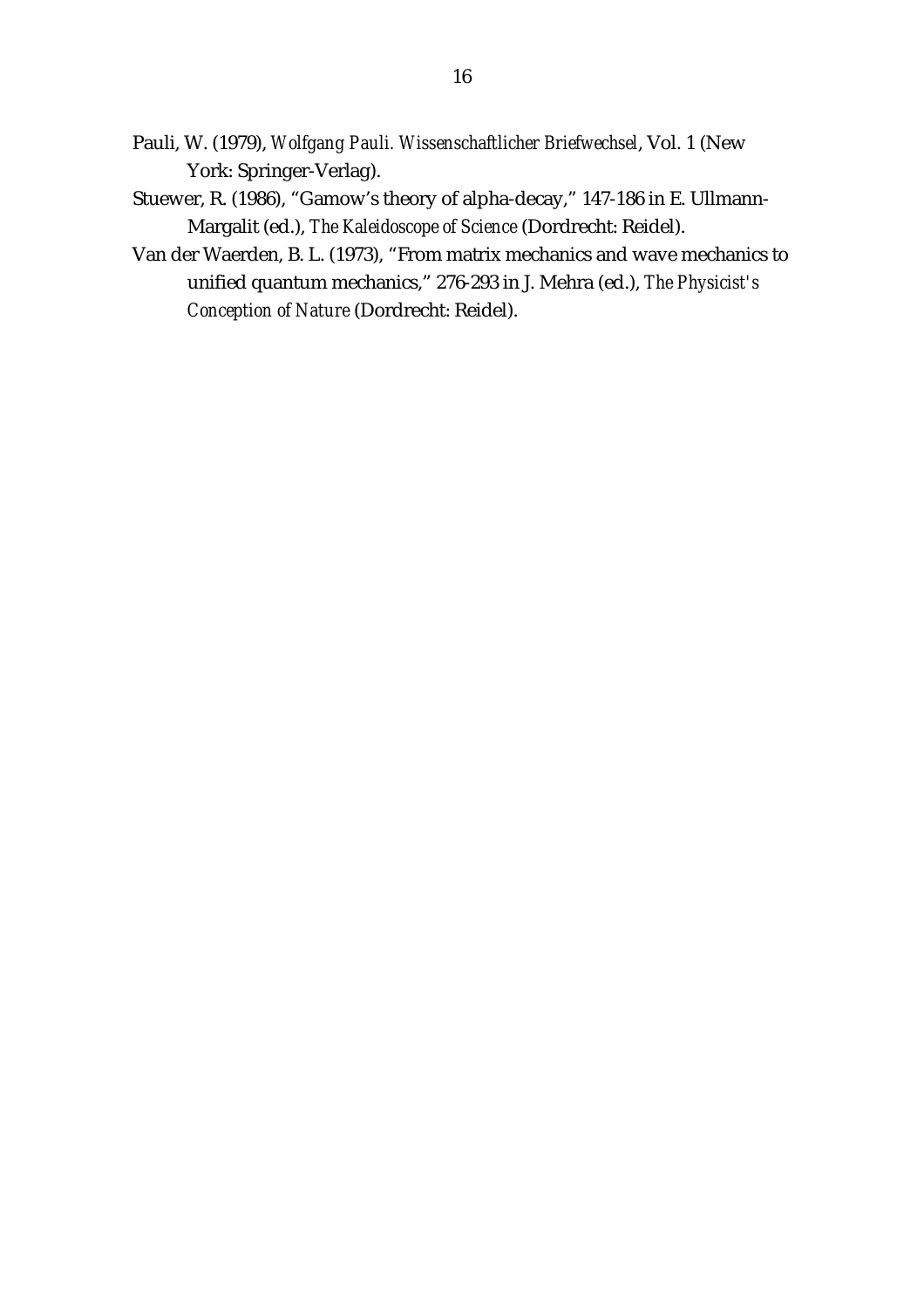Pauli, W. (1979), *Wolfgang Pauli. Wissenschaftlicher Briefwechsel*, Vol. 1 (New York: Springer-Verlag).

Stuewer, R. (1986), "Gamow's theory of alpha-decay," 147-186 in E. Ullmann-Margalit (ed.), *The Kaleidoscope of Science* (Dordrecht: Reidel).

Van der Waerden, B. L. (1973), "From matrix mechanics and wave mechanics to unified quantum mechanics," 276-293 in J. Mehra (ed.), *The Physicist's Conception of Nature* (Dordrecht: Reidel).